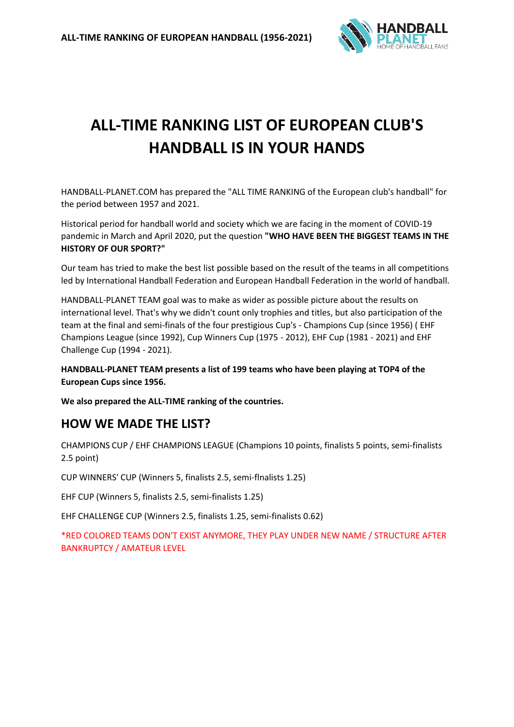# ALL-TIME RANKING LIST OF EUROPEAN CLUB'S HANDBALL IS IN YOUR HANDS

HANDBALL-PLANET.COM has prepared the "ALL TIME RANKING of the European club's handball" for the period between 1957 and 2021.

Historical period for handball world and society which we are facing in the moment of COVID-19 pandemic in March and April 2020, put the question **"WHO HAVE BEEN THE BIGGEST TEAMS IN THE HISTORY OF OUR SPORT?"**

Our team has tried to make the best list possible based on the result of the teams in all competitions led by International Handball Federation and European Handball Federation in the world of handball.

HANDBALL-PLANET TEAM goal was to make as wider as possible picture about the results on international level. That's why we didn't count only trophies and titles, but also participation of the team at the final and semi-finals of the four prestigious Cup's - Champions Cup (since 1956) ( EHF Champions League (since 1992), Cup Winners Cup (1975 - 2012), EHF Cup (1981 - 2021) and EHF Challenge Cup (1994 - 2021).

**HANDBALL-PLANET TEAM presents a list of 199 teams who have been playing at TOP4 of the European Cups since 1956.**

**We also prepared the ALL-TIME ranking of the countries.**

## HOW WE MADE THE LIST?

CHAMPIONS CUP / EHF CHAMPIONS LEAGUE (Champions 10 points, finalists 5 points, semi-finalists 2.5 point)

CUP WINNERS' CUP (Winners 5, finalists 2.5, semi-flnalists 1.25)

EHF CUP (Winners 5, finalists 2.5, semi-finalists 1.25)

EHF CHALLENGE CUP (Winners 2.5, finalists 1.25, semi-finalists 0.62)

*RED COLORED TEAMS DON'T EXIST ANYMORE, THEY PLAY UNDER NEW NAME / STRUCTURE AFTER BANKRUPTCY / AMATEUR LEVEL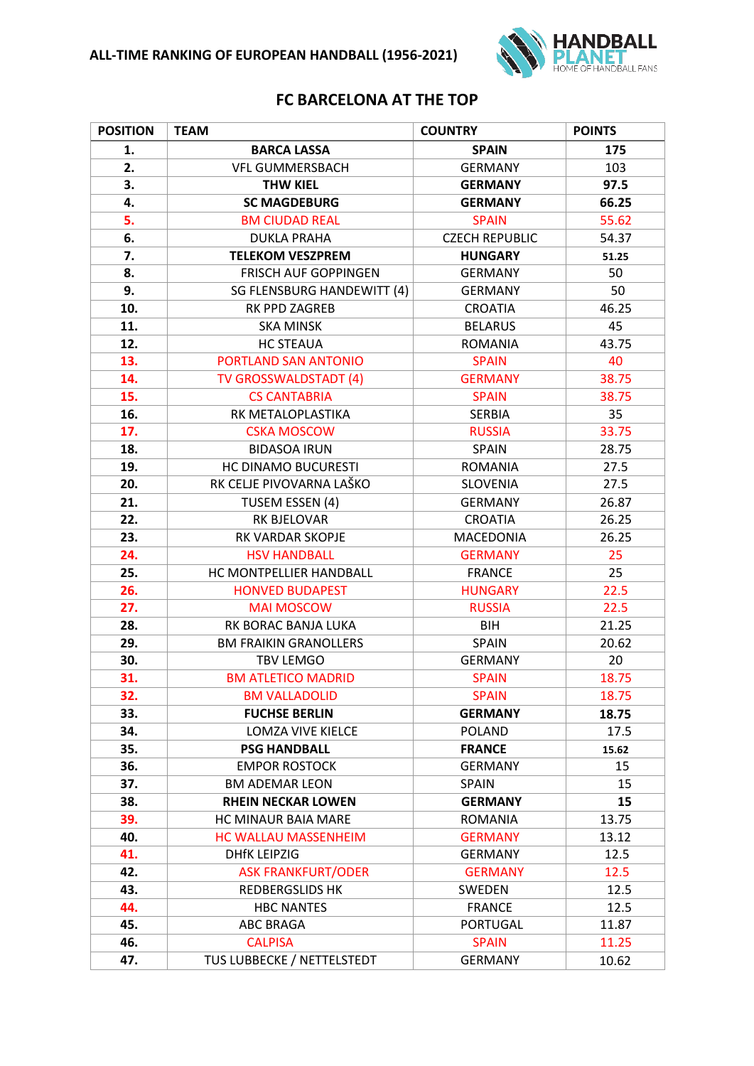**ALL-TIME RANKING OF EUROPEAN HANDBALL (1956-2021)**

## FC BARCELONA AT THE TOP

| POSITION | TEAM | COUNTRY | POINTS |
|---|---|---|---|
| **1.** | **BARCA LASSA** | **SPAIN** | **175** |
| **2.** | VFL GUMMERSBACH | GERMANY | 103 |
| **3.** | **THW KIEL** | **GERMANY** | **97.5** |
| **4.** | **SC MAGDEBURG** | **GERMANY** | **66.25** |
| **5.** | BM CIUDAD REAL | SPAIN | 55.62 |
| **6.** | DUKLA PRAHA | CZECH REPUBLIC | 54.37 |
| **7.** | **TELEKOM VESZPREM** | **HUNGARY** | **51.25** |
| **8.** | FRISCH AUF GOPPINGEN | GERMANY | 50 |
| **9.** | SG FLENSBURG HANDEWITT (4) | GERMANY | 50 |
| **10.** | RK PPD ZAGREB | CROATIA | 46.25 |
| **11.** | SKA MINSK | BELARUS | 45 |
| **12.** | HC STEAUA | ROMANIA | 43.75 |
| **13.** | PORTLAND SAN ANTONIO | SPAIN | 40 |
| **14.** | TV GROSSWALDSTADT (4) | GERMANY | 38.75 |
| **15.** | CS CANTABRIA | SPAIN | 38.75 |
| **16.** | RK METALOPLASTIKA | SERBIA | 35 |
| **17.** | CSKA MOSCOW | RUSSIA | 33.75 |
| **18.** | BIDASOA IRUN | SPAIN | 28.75 |
| **19.** | HC DINAMO BUCURESTI | ROMANIA | 27.5 |
| **20.** | RK CELJE PIVOVARNA LAŠKO | SLOVENIA | 27.5 |
| **21.** | TUSEM ESSEN (4) | GERMANY | 26.87 |
| **22.** | RK BJELOVAR | CROATIA | 26.25 |
| **23.** | RK VARDAR SKOPJE | MACEDONIA | 26.25 |
| **24.** | HSV HANDBALL | GERMANY | 25 |
| **25.** | HC MONTPELLIER HANDBALL | FRANCE | 25 |
| **26.** | HONVED BUDAPEST | HUNGARY | 22.5 |
| **27.** | MAI MOSCOW | RUSSIA | 22.5 |
| **28.** | RK BORAC BANJA LUKA | BIH | 21.25 |
| **29.** | BM FRAIKIN GRANOLLERS | SPAIN | 20.62 |
| **30.** | TBV LEMGO | GERMANY | 20 |
| **31.** | BM ATLETICO MADRID | SPAIN | 18.75 |
| **32.** | BM VALLADOLID | SPAIN | 18.75 |
| **33.** | **FUCHSE BERLIN** | **GERMANY** | **18.75** |
| **34.** | LOMZA VIVE KIELCE | POLAND | 17.5 |
| **35.** | **PSG HANDBALL** | **FRANCE** | **15.62** |
| **36.** | EMPOR ROSTOCK | GERMANY | 15 |
| **37.** | BM ADEMAR LEON | SPAIN | 15 |
| **38.** | **RHEIN NECKAR LOWEN** | **GERMANY** | **15** |
| **39.** | HC MINAUR BAIA MARE | ROMANIA | 13.75 |
| **40.** | HC WALLAU MASSENHEIM | GERMANY | 13.12 |
| **41.** | DHfK LEIPZIG | GERMANY | 12.5 |
| **42.** | ASK FRANKFURT/ODER | GERMANY | 12.5 |
| **43.** | REDBERGSLIDS HK | SWEDEN | 12.5 |
| **44.** | HBC NANTES | FRANCE | 12.5 |
| **45.** | ABC BRAGA | PORTUGAL | 11.87 |
| **46.** | CALPISA | SPAIN | 11.25 |
| **47.** | TUS LUBBECKE / NETTELSTEDT | GERMANY | 10.62 |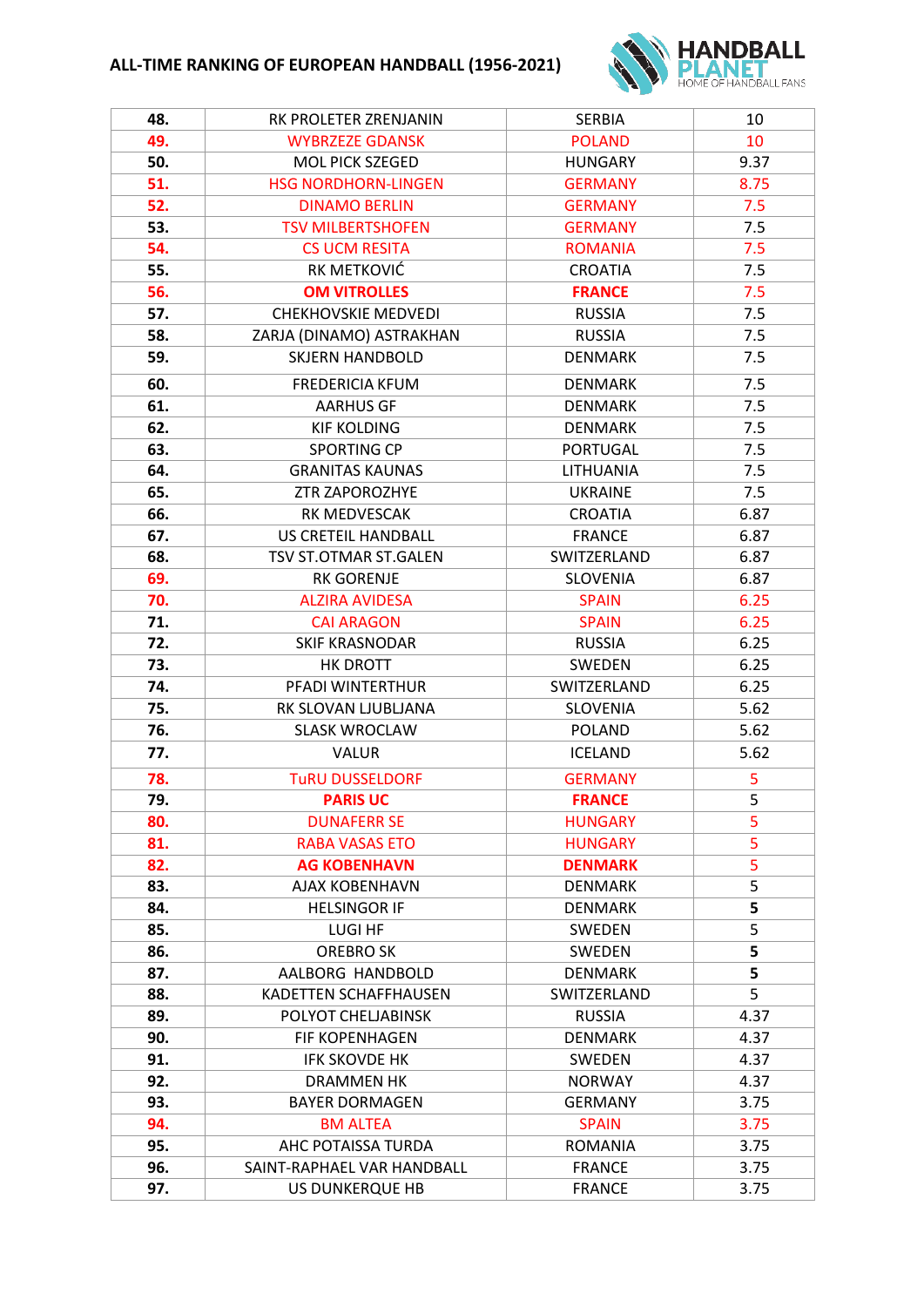# ALL-TIME RANKING OF EUROPEAN HANDBALL (1956-2021)

| | | | |
|---|---|---|---|
| **48.** | RK PROLETER ZRENJANIN | SERBIA | 10 |
| **49.** | WYBRZEZE GDANSK | POLAND | 10 |
| **50.** | MOL PICK SZEGED | HUNGARY | 9.37 |
| **51.** | HSG NORDHORN-LINGEN | GERMANY | 8.75 |
| **52.** | DINAMO BERLIN | GERMANY | 7.5 |
| **53.** | TSV MILBERTSHOFEN | GERMANY | 7.5 |
| **54.** | CS UCM RESITA | ROMANIA | 7.5 |
| **55.** | RK METKOVIĆ | CROATIA | 7.5 |
| **56.** | **OM VITROLLES** | **FRANCE** | 7.5 |
| **57.** | CHEKHOVSKIE MEDVEDI | RUSSIA | 7.5 |
| **58.** | ZARJA (DINAMO) ASTRAKHAN | RUSSIA | 7.5 |
| **59.** | SKJERN HANDBOLD | DENMARK | 7.5 |
| **60.** | FREDERICIA KFUM | DENMARK | 7.5 |
| **61.** | AARHUS GF | DENMARK | 7.5 |
| **62.** | KIF KOLDING | DENMARK | 7.5 |
| **63.** | SPORTING CP | PORTUGAL | 7.5 |
| **64.** | GRANITAS KAUNAS | LITHUANIA | 7.5 |
| **65.** | ZTR ZAPOROZHYE | UKRAINE | 7.5 |
| **66.** | RK MEDVESCAK | CROATIA | 6.87 |
| **67.** | US CRETEIL HANDBALL | FRANCE | 6.87 |
| **68.** | TSV ST.OTMAR ST.GALEN | SWITZERLAND | 6.87 |
| **69.** | RK GORENJE | SLOVENIA | 6.87 |
| **70.** | ALZIRA AVIDESA | SPAIN | 6.25 |
| **71.** | CAI ARAGON | SPAIN | 6.25 |
| **72.** | SKIF KRASNODAR | RUSSIA | 6.25 |
| **73.** | HK DROTT | SWEDEN | 6.25 |
| **74.** | PFADI WINTERTHUR | SWITZERLAND | 6.25 |
| **75.** | RK SLOVAN LJUBLJANA | SLOVENIA | 5.62 |
| **76.** | SLASK WROCLAW | POLAND | 5.62 |
| **77.** | VALUR | ICELAND | 5.62 |
| **78.** | TuRU DUSSELDORF | GERMANY | 5 |
| **79.** | **PARIS UC** | **FRANCE** | 5 |
| **80.** | DUNAFERR SE | HUNGARY | 5 |
| **81.** | RABA VASAS ETO | HUNGARY | 5 |
| **82.** | **AG KOBENHAVN** | **DENMARK** | 5 |
| **83.** | AJAX KOBENHAVN | DENMARK | 5 |
| **84.** | HELSINGOR IF | DENMARK | **5** |
| **85.** | LUGI HF | SWEDEN | 5 |
| **86.** | OREBRO SK | SWEDEN | **5** |
| **87.** | AALBORG HANDBOLD | DENMARK | **5** |
| **88.** | KADETTEN SCHAFFHAUSEN | SWITZERLAND | 5 |
| **89.** | POLYOT CHELJABINSK | RUSSIA | 4.37 |
| **90.** | FIF KOPENHAGEN | DENMARK | 4.37 |
| **91.** | IFK SKOVDE HK | SWEDEN | 4.37 |
| **92.** | DRAMMEN HK | NORWAY | 4.37 |
| **93.** | BAYER DORMAGEN | GERMANY | 3.75 |
| **94.** | BM ALTEA | SPAIN | 3.75 |
| **95.** | AHC POTAISSA TURDA | ROMANIA | 3.75 |
| **96.** | SAINT-RAPHAEL VAR HANDBALL | FRANCE | 3.75 |
| **97.** | US DUNKERQUE HB | FRANCE | 3.75 |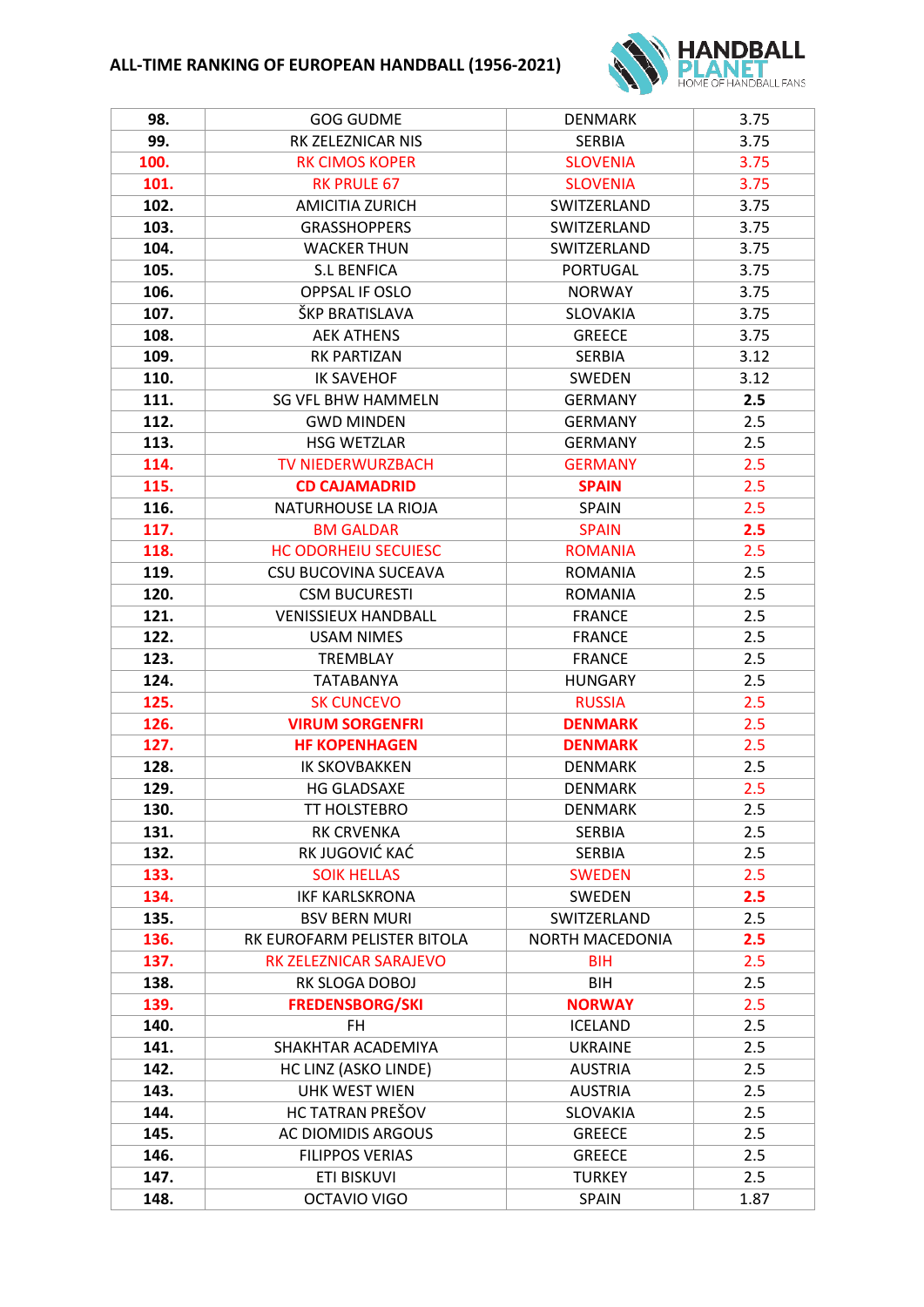# ALL-TIME RANKING OF EUROPEAN HANDBALL (1956-2021)

| 98. | GOG GUDME | DENMARK | 3.75 |
|---|---|---|---|
| 99. | RK ZELEZNICAR NIS | SERBIA | 3.75 |
| 100. | RK CIMOS KOPER | SLOVENIA | 3.75 |
| 101. | RK PRULE 67 | SLOVENIA | 3.75 |
| 102. | AMICITIA ZURICH | SWITZERLAND | 3.75 |
| 103. | GRASSHOPPERS | SWITZERLAND | 3.75 |
| 104. | WACKER THUN | SWITZERLAND | 3.75 |
| 105. | S.L BENFICA | PORTUGAL | 3.75 |
| 106. | OPPSAL IF OSLO | NORWAY | 3.75 |
| 107. | ŠKP BRATISLAVA | SLOVAKIA | 3.75 |
| 108. | AEK ATHENS | GREECE | 3.75 |
| 109. | RK PARTIZAN | SERBIA | 3.12 |
| 110. | IK SAVEHOF | SWEDEN | 3.12 |
| 111. | SG VFL BHW HAMMELN | GERMANY | **2.5** |
| 112. | GWD MINDEN | GERMANY | 2.5 |
| 113. | HSG WETZLAR | GERMANY | 2.5 |
| 114. | TV NIEDERWURZBACH | GERMANY | 2.5 |
| 115. | **CD CAJAMADRID** | **SPAIN** | 2.5 |
| 116. | NATURHOUSE LA RIOJA | SPAIN | 2.5 |
| 117. | BM GALDAR | SPAIN | **2.5** |
| 118. | HC ODORHEIU SECUIESC | ROMANIA | 2.5 |
| 119. | CSU BUCOVINA SUCEAVA | ROMANIA | 2.5 |
| 120. | CSM BUCURESTI | ROMANIA | 2.5 |
| 121. | VENISSIEUX HANDBALL | FRANCE | 2.5 |
| 122. | USAM NIMES | FRANCE | 2.5 |
| 123. | TREMBLAY | FRANCE | 2.5 |
| 124. | TATABANYA | HUNGARY | 2.5 |
| 125. | SK CUNCEVO | RUSSIA | 2.5 |
| 126. | **VIRUM SORGENFRI** | **DENMARK** | 2.5 |
| 127. | **HF KOPENHAGEN** | **DENMARK** | 2.5 |
| 128. | IK SKOVBAKKEN | DENMARK | 2.5 |
| 129. | HG GLADSAXE | DENMARK | 2.5 |
| 130. | TT HOLSTEBRO | DENMARK | 2.5 |
| 131. | RK CRVENKA | SERBIA | 2.5 |
| 132. | RK JUGOVIĆ KAĆ | SERBIA | 2.5 |
| 133. | SOIK HELLAS | SWEDEN | 2.5 |
| 134. | IKF KARLSKRONA | SWEDEN | **2.5** |
| 135. | BSV BERN MURI | SWITZERLAND | 2.5 |
| 136. | RK EUROFARM PELISTER BITOLA | NORTH MACEDONIA | **2.5** |
| 137. | RK ZELEZNICAR SARAJEVO | BIH | 2.5 |
| 138. | RK SLOGA DOBOJ | BIH | 2.5 |
| 139. | **FREDENSBORG/SKI** | **NORWAY** | 2.5 |
| 140. | FH | ICELAND | 2.5 |
| 141. | SHAKHTAR ACADEMIYA | UKRAINE | 2.5 |
| 142. | HC LINZ (ASKO LINDE) | AUSTRIA | 2.5 |
| 143. | UHK WEST WIEN | AUSTRIA | 2.5 |
| 144. | HC TATRAN PREŠOV | SLOVAKIA | 2.5 |
| 145. | AC DIOMIDIS ARGOUS | GREECE | 2.5 |
| 146. | FILIPPOS VERIAS | GREECE | 2.5 |
| 147. | ETI BISKUVI | TURKEY | 2.5 |
| 148. | OCTAVIO VIGO | SPAIN | 1.87 |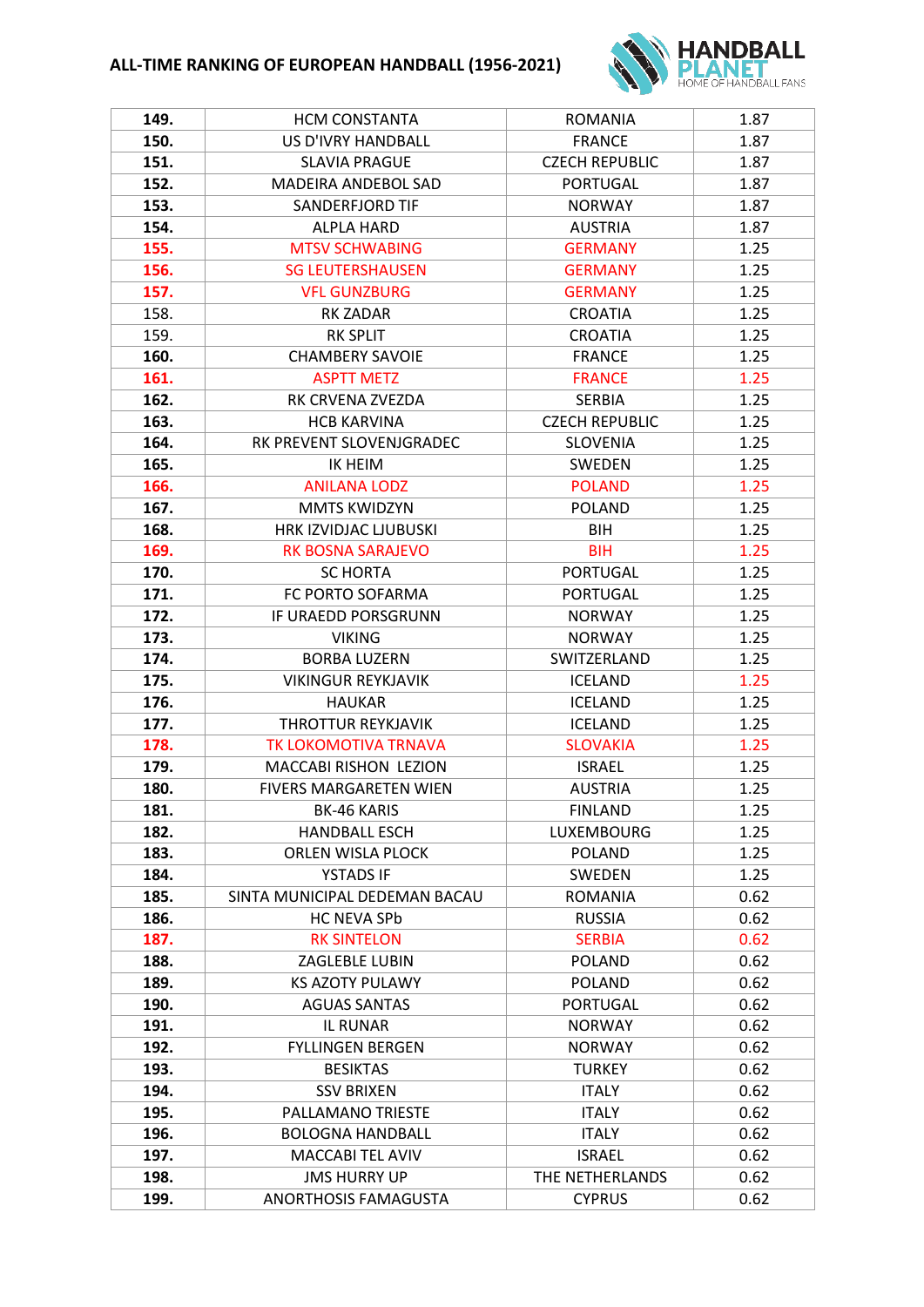# ALL-TIME RANKING OF EUROPEAN HANDBALL (1956-2021)

| 149. | HCM CONSTANTA | ROMANIA | 1.87 |
|---|---|---|---|
| 150. | US D'IVRY HANDBALL | FRANCE | 1.87 |
| 151. | SLAVIA PRAGUE | CZECH REPUBLIC | 1.87 |
| 152. | MADEIRA ANDEBOL SAD | PORTUGAL | 1.87 |
| 153. | SANDERFJORD TIF | NORWAY | 1.87 |
| 154. | ALPLA HARD | AUSTRIA | 1.87 |
| 155. | MTSV SCHWABING | GERMANY | 1.25 |
| 156. | SG LEUTERSHAUSEN | GERMANY | 1.25 |
| 157. | VFL GUNZBURG | GERMANY | 1.25 |
| 158. | RK ZADAR | CROATIA | 1.25 |
| 159. | RK SPLIT | CROATIA | 1.25 |
| 160. | CHAMBERY SAVOIE | FRANCE | 1.25 |
| 161. | ASPTT METZ | FRANCE | 1.25 |
| 162. | RK CRVENA ZVEZDA | SERBIA | 1.25 |
| 163. | HCB KARVINA | CZECH REPUBLIC | 1.25 |
| 164. | RK PREVENT SLOVENJGRADEC | SLOVENIA | 1.25 |
| 165. | IK HEIM | SWEDEN | 1.25 |
| 166. | ANILANA LODZ | POLAND | 1.25 |
| 167. | MMTS KWIDZYN | POLAND | 1.25 |
| 168. | HRK IZVIDJAC LJUBUSKI | BIH | 1.25 |
| 169. | RK BOSNA SARAJEVO | BIH | 1.25 |
| 170. | SC HORTA | PORTUGAL | 1.25 |
| 171. | FC PORTO SOFARMA | PORTUGAL | 1.25 |
| 172. | IF URAEDD PORSGRUNN | NORWAY | 1.25 |
| 173. | VIKING | NORWAY | 1.25 |
| 174. | BORBA LUZERN | SWITZERLAND | 1.25 |
| 175. | VIKINGUR REYKJAVIK | ICELAND | 1.25 |
| 176. | HAUKAR | ICELAND | 1.25 |
| 177. | THROTTUR REYKJAVIK | ICELAND | 1.25 |
| 178. | TK LOKOMOTIVA TRNAVA | SLOVAKIA | 1.25 |
| 179. | MACCABI RISHON LEZION | ISRAEL | 1.25 |
| 180. | FIVERS MARGARETEN WIEN | AUSTRIA | 1.25 |
| 181. | BK-46 KARIS | FINLAND | 1.25 |
| 182. | HANDBALL ESCH | LUXEMBOURG | 1.25 |
| 183. | ORLEN WISLA PLOCK | POLAND | 1.25 |
| 184. | YSTADS IF | SWEDEN | 1.25 |
| 185. | SINTA MUNICIPAL DEDEMAN BACAU | ROMANIA | 0.62 |
| 186. | HC NEVA SPb | RUSSIA | 0.62 |
| 187. | RK SINTELON | SERBIA | 0.62 |
| 188. | ZAGLEBLE LUBIN | POLAND | 0.62 |
| 189. | KS AZOTY PULAWY | POLAND | 0.62 |
| 190. | AGUAS SANTAS | PORTUGAL | 0.62 |
| 191. | IL RUNAR | NORWAY | 0.62 |
| 192. | FYLLINGEN BERGEN | NORWAY | 0.62 |
| 193. | BESIKTAS | TURKEY | 0.62 |
| 194. | SSV BRIXEN | ITALY | 0.62 |
| 195. | PALLAMANO TRIESTE | ITALY | 0.62 |
| 196. | BOLOGNA HANDBALL | ITALY | 0.62 |
| 197. | MACCABI TEL AVIV | ISRAEL | 0.62 |
| 198. | JMS HURRY UP | THE NETHERLANDS | 0.62 |
| 199. | ANORTHOSIS FAMAGUSTA | CYPRUS | 0.62 |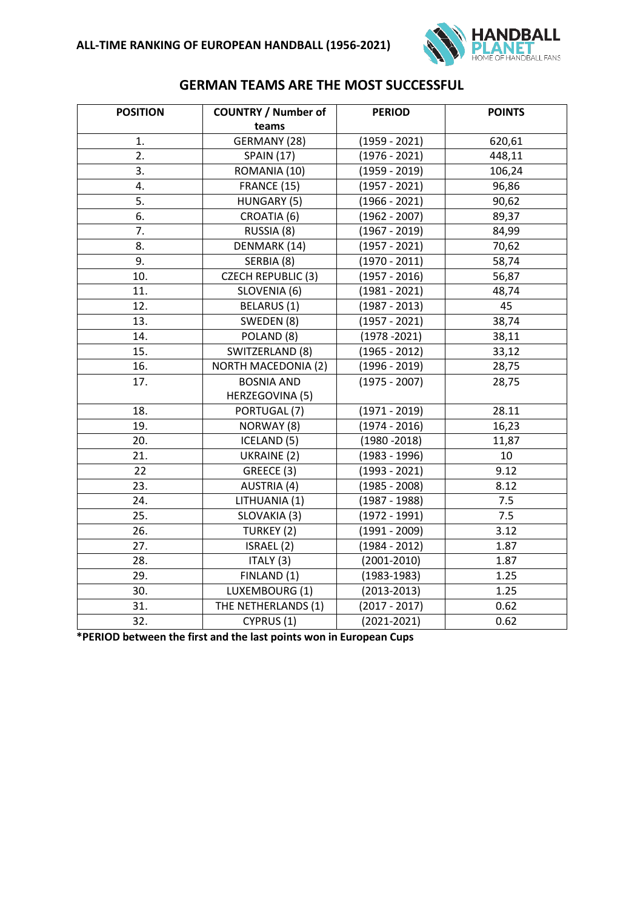ALL-TIME RANKING OF EUROPEAN HANDBALL (1956-2021)

## GERMAN TEAMS ARE THE MOST SUCCESSFUL

| POSITION | COUNTRY / Number of teams | PERIOD | POINTS |
|---|---|---|---|
| 1. | GERMANY (28) | (1959 - 2021) | 620,61 |
| 2. | SPAIN (17) | (1976 - 2021) | 448,11 |
| 3. | ROMANIA (10) | (1959 - 2019) | 106,24 |
| 4. | FRANCE (15) | (1957 - 2021) | 96,86 |
| 5. | HUNGARY (5) | (1966 - 2021) | 90,62 |
| 6. | CROATIA (6) | (1962 - 2007) | 89,37 |
| 7. | RUSSIA (8) | (1967 - 2019) | 84,99 |
| 8. | DENMARK (14) | (1957 - 2021) | 70,62 |
| 9. | SERBIA (8) | (1970 - 2011) | 58,74 |
| 10. | CZECH REPUBLIC (3) | (1957 - 2016) | 56,87 |
| 11. | SLOVENIA (6) | (1981 - 2021) | 48,74 |
| 12. | BELARUS (1) | (1987 - 2013) | 45 |
| 13. | SWEDEN (8) | (1957 - 2021) | 38,74 |
| 14. | POLAND (8) | (1978 -2021) | 38,11 |
| 15. | SWITZERLAND (8) | (1965 - 2012) | 33,12 |
| 16. | NORTH MACEDONIA (2) | (1996 - 2019) | 28,75 |
| 17. | BOSNIA AND HERZEGOVINA (5) | (1975 - 2007) | 28,75 |
| 18. | PORTUGAL (7) | (1971 - 2019) | 28.11 |
| 19. | NORWAY (8) | (1974 - 2016) | 16,23 |
| 20. | ICELAND (5) | (1980 -2018) | 11,87 |
| 21. | UKRAINE (2) | (1983 - 1996) | 10 |
| 22 | GREECE (3) | (1993 - 2021) | 9.12 |
| 23. | AUSTRIA (4) | (1985 - 2008) | 8.12 |
| 24. | LITHUANIA (1) | (1987 - 1988) | 7.5 |
| 25. | SLOVAKIA (3) | (1972 - 1991) | 7.5 |
| 26. | TURKEY (2) | (1991 - 2009) | 3.12 |
| 27. | ISRAEL (2) | (1984 - 2012) | 1.87 |
| 28. | ITALY (3) | (2001-2010) | 1.87 |
| 29. | FINLAND (1) | (1983-1983) | 1.25 |
| 30. | LUXEMBOURG (1) | (2013-2013) | 1.25 |
| 31. | THE NETHERLANDS (1) | (2017 - 2017) | 0.62 |
| 32. | CYPRUS (1) | (2021-2021) | 0.62 |

**\*PERIOD between the first and the last points won in European Cups**